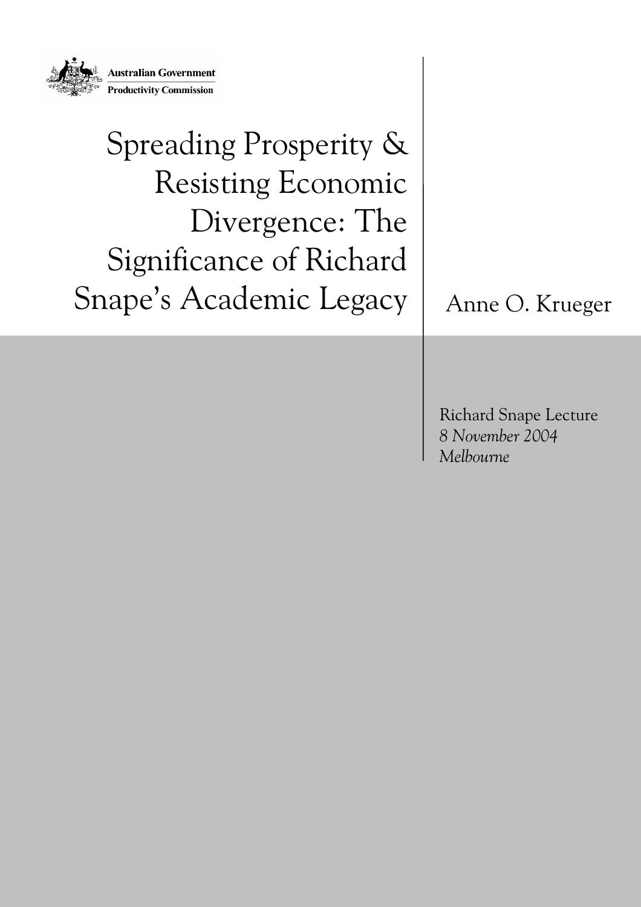Australian Government
Productivity Commission

# Spreading Prosperity & Resisting Economic Divergence: The Significance of Richard Snape's Academic Legacy

Anne O. Krueger

Richard Snape Lecture
*8 November 2004*
*Melbourne*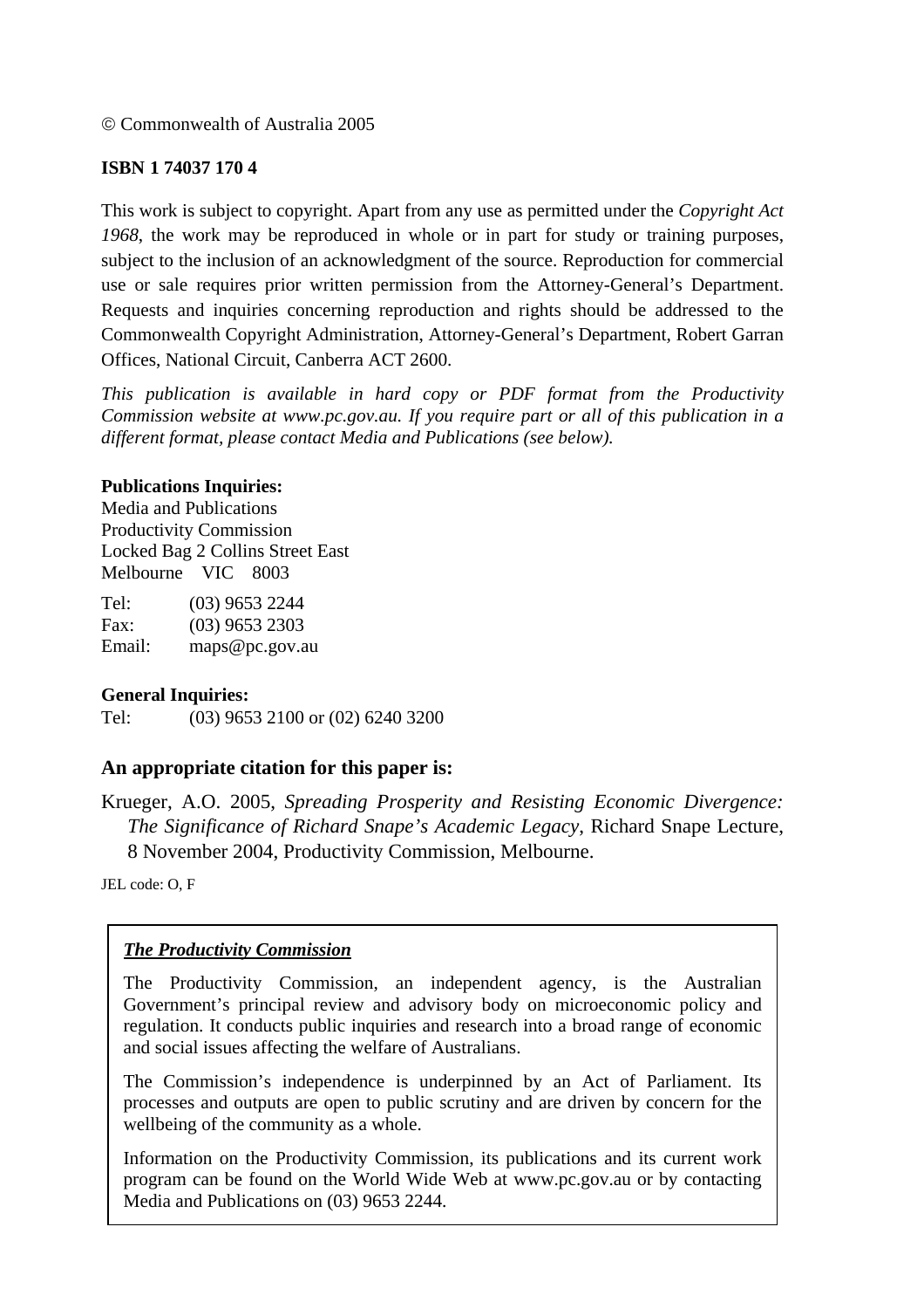© Commonwealth of Australia 2005

**ISBN 1 74037 170 4**

This work is subject to copyright. Apart from any use as permitted under the *Copyright Act 1968*, the work may be reproduced in whole or in part for study or training purposes, subject to the inclusion of an acknowledgment of the source. Reproduction for commercial use or sale requires prior written permission from the Attorney-General's Department. Requests and inquiries concerning reproduction and rights should be addressed to the Commonwealth Copyright Administration, Attorney-General's Department, Robert Garran Offices, National Circuit, Canberra ACT 2600.

*This publication is available in hard copy or PDF format from the Productivity Commission website at www.pc.gov.au. If you require part or all of this publication in a different format, please contact Media and Publications (see below).*

**Publications Inquiries:**
Media and Publications
Productivity Commission
Locked Bag 2 Collins Street East
Melbourne VIC 8003

Tel: (03) 9653 2244
Fax: (03) 9653 2303
Email: maps@pc.gov.au

**General Inquiries:**
Tel: (03) 9653 2100 or (02) 6240 3200

### An appropriate citation for this paper is:

Krueger, A.O. 2005, *Spreading Prosperity and Resisting Economic Divergence: The Significance of Richard Snape's Academic Legacy*, Richard Snape Lecture, 8 November 2004, Productivity Commission, Melbourne.

JEL code: O, F

***The Productivity Commission***

The Productivity Commission, an independent agency, is the Australian Government's principal review and advisory body on microeconomic policy and regulation. It conducts public inquiries and research into a broad range of economic and social issues affecting the welfare of Australians.

The Commission's independence is underpinned by an Act of Parliament. Its processes and outputs are open to public scrutiny and are driven by concern for the wellbeing of the community as a whole.

Information on the Productivity Commission, its publications and its current work program can be found on the World Wide Web at www.pc.gov.au or by contacting Media and Publications on (03) 9653 2244.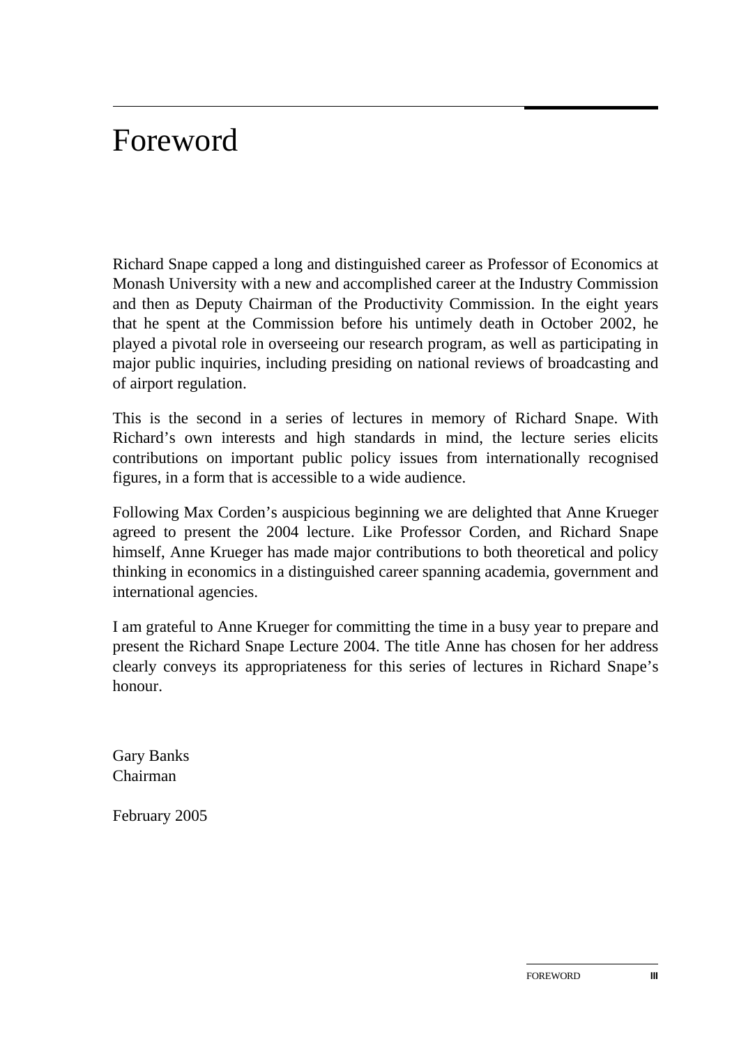# Foreword

Richard Snape capped a long and distinguished career as Professor of Economics at Monash University with a new and accomplished career at the Industry Commission and then as Deputy Chairman of the Productivity Commission. In the eight years that he spent at the Commission before his untimely death in October 2002, he played a pivotal role in overseeing our research program, as well as participating in major public inquiries, including presiding on national reviews of broadcasting and of airport regulation.

This is the second in a series of lectures in memory of Richard Snape. With Richard's own interests and high standards in mind, the lecture series elicits contributions on important public policy issues from internationally recognised figures, in a form that is accessible to a wide audience.

Following Max Corden's auspicious beginning we are delighted that Anne Krueger agreed to present the 2004 lecture. Like Professor Corden, and Richard Snape himself, Anne Krueger has made major contributions to both theoretical and policy thinking in economics in a distinguished career spanning academia, government and international agencies.

I am grateful to Anne Krueger for committing the time in a busy year to prepare and present the Richard Snape Lecture 2004. The title Anne has chosen for her address clearly conveys its appropriateness for this series of lectures in Richard Snape's honour.

Gary Banks
Chairman

February 2005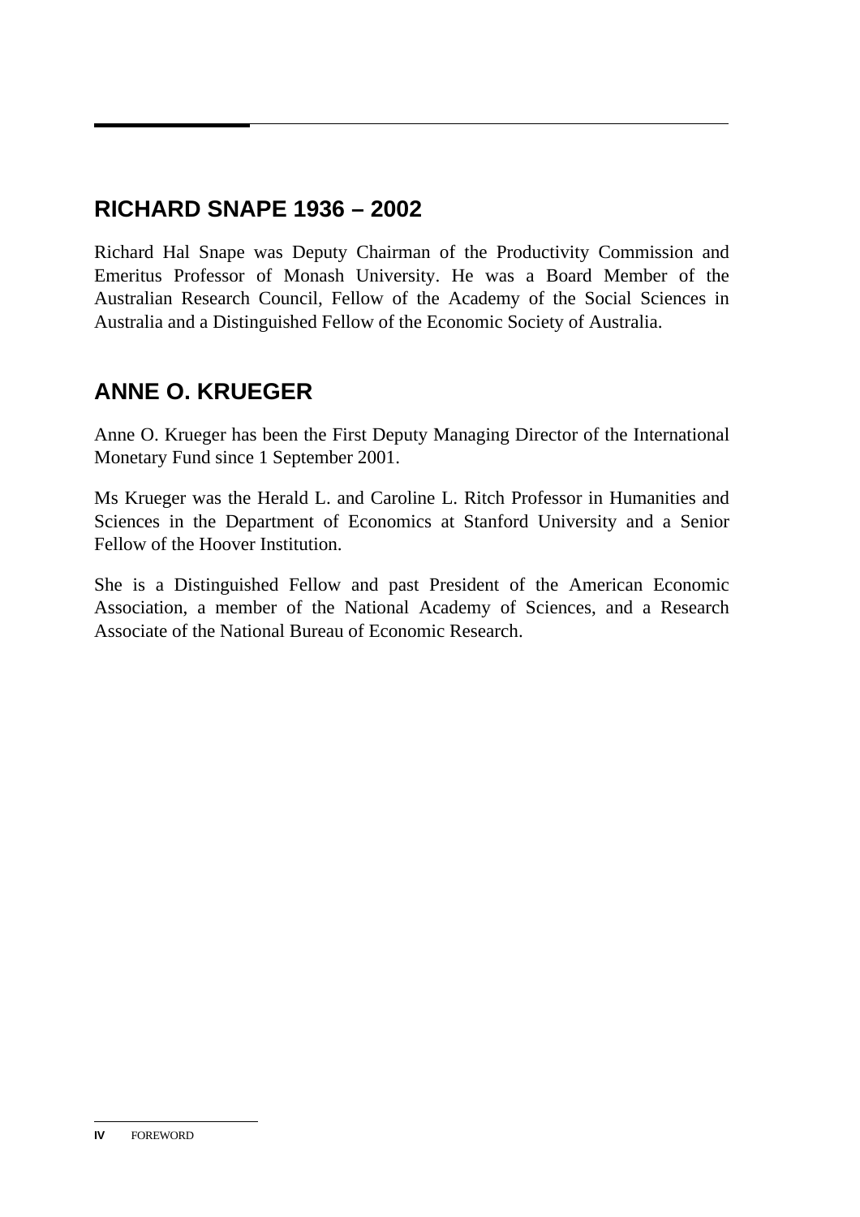## RICHARD SNAPE 1936 – 2002

Richard Hal Snape was Deputy Chairman of the Productivity Commission and Emeritus Professor of Monash University. He was a Board Member of the Australian Research Council, Fellow of the Academy of the Social Sciences in Australia and a Distinguished Fellow of the Economic Society of Australia.

## ANNE O. KRUEGER

Anne O. Krueger has been the First Deputy Managing Director of the International Monetary Fund since 1 September 2001.

Ms Krueger was the Herald L. and Caroline L. Ritch Professor in Humanities and Sciences in the Department of Economics at Stanford University and a Senior Fellow of the Hoover Institution.

She is a Distinguished Fellow and past President of the American Economic Association, a member of the National Academy of Sciences, and a Research Associate of the National Bureau of Economic Research.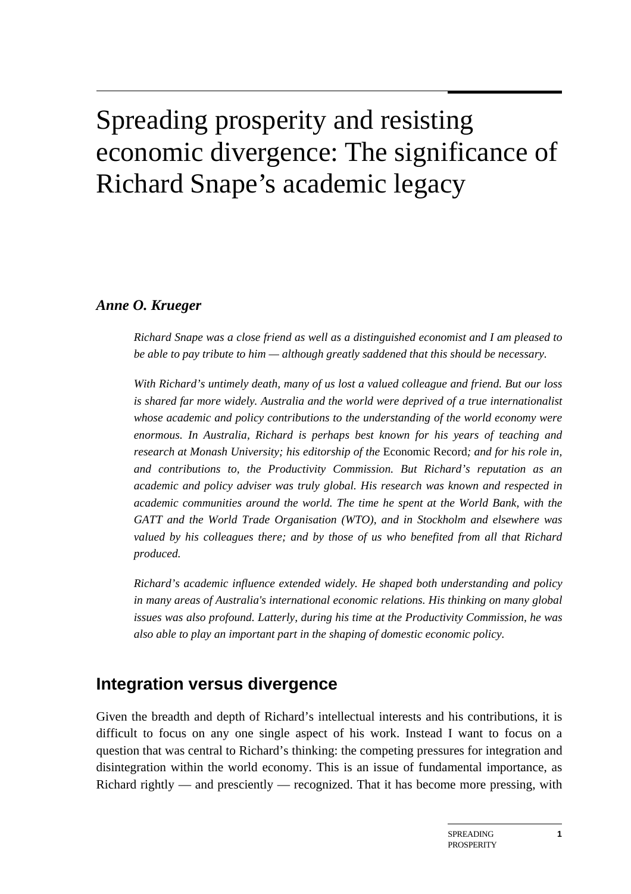# Spreading prosperity and resisting economic divergence: The significance of Richard Snape's academic legacy

***Anne O. Krueger***

*Richard Snape was a close friend as well as a distinguished economist and I am pleased to be able to pay tribute to him — although greatly saddened that this should be necessary.*

*With Richard's untimely death, many of us lost a valued colleague and friend. But our loss is shared far more widely. Australia and the world were deprived of a true internationalist whose academic and policy contributions to the understanding of the world economy were enormous. In Australia, Richard is perhaps best known for his years of teaching and research at Monash University; his editorship of the* Economic Record*; and for his role in, and contributions to, the Productivity Commission. But Richard's reputation as an academic and policy adviser was truly global. His research was known and respected in academic communities around the world. The time he spent at the World Bank, with the GATT and the World Trade Organisation (WTO), and in Stockholm and elsewhere was valued by his colleagues there; and by those of us who benefited from all that Richard produced.*

*Richard's academic influence extended widely. He shaped both understanding and policy in many areas of Australia's international economic relations. His thinking on many global issues was also profound. Latterly, during his time at the Productivity Commission, he was also able to play an important part in the shaping of domestic economic policy.*

## Integration versus divergence

Given the breadth and depth of Richard's intellectual interests and his contributions, it is difficult to focus on any one single aspect of his work. Instead I want to focus on a question that was central to Richard's thinking: the competing pressures for integration and disintegration within the world economy. This is an issue of fundamental importance, as Richard rightly — and presciently — recognized. That it has become more pressing, with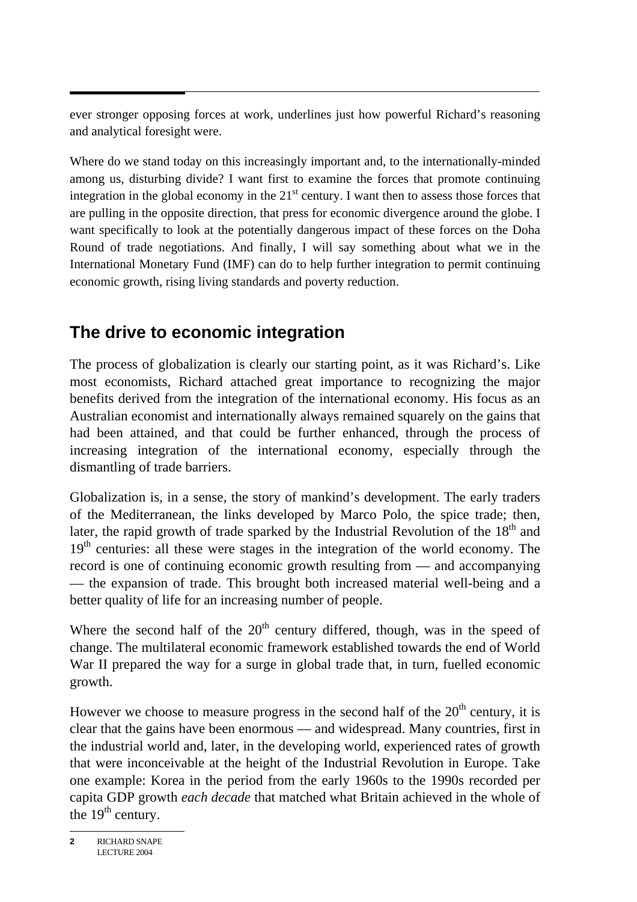ever stronger opposing forces at work, underlines just how powerful Richard's reasoning and analytical foresight were.

Where do we stand today on this increasingly important and, to the internationally-minded among us, disturbing divide? I want first to examine the forces that promote continuing integration in the global economy in the 21st century. I want then to assess those forces that are pulling in the opposite direction, that press for economic divergence around the globe. I want specifically to look at the potentially dangerous impact of these forces on the Doha Round of trade negotiations. And finally, I will say something about what we in the International Monetary Fund (IMF) can do to help further integration to permit continuing economic growth, rising living standards and poverty reduction.

## The drive to economic integration

The process of globalization is clearly our starting point, as it was Richard's. Like most economists, Richard attached great importance to recognizing the major benefits derived from the integration of the international economy. His focus as an Australian economist and internationally always remained squarely on the gains that had been attained, and that could be further enhanced, through the process of increasing integration of the international economy, especially through the dismantling of trade barriers.

Globalization is, in a sense, the story of mankind's development. The early traders of the Mediterranean, the links developed by Marco Polo, the spice trade; then, later, the rapid growth of trade sparked by the Industrial Revolution of the 18th and 19th centuries: all these were stages in the integration of the world economy. The record is one of continuing economic growth resulting from — and accompanying — the expansion of trade. This brought both increased material well-being and a better quality of life for an increasing number of people.

Where the second half of the 20th century differed, though, was in the speed of change. The multilateral economic framework established towards the end of World War II prepared the way for a surge in global trade that, in turn, fuelled economic growth.

However we choose to measure progress in the second half of the 20th century, it is clear that the gains have been enormous — and widespread. Many countries, first in the industrial world and, later, in the developing world, experienced rates of growth that were inconceivable at the height of the Industrial Revolution in Europe. Take one example: Korea in the period from the early 1960s to the 1990s recorded per capita GDP growth *each decade* that matched what Britain achieved in the whole of the 19th century.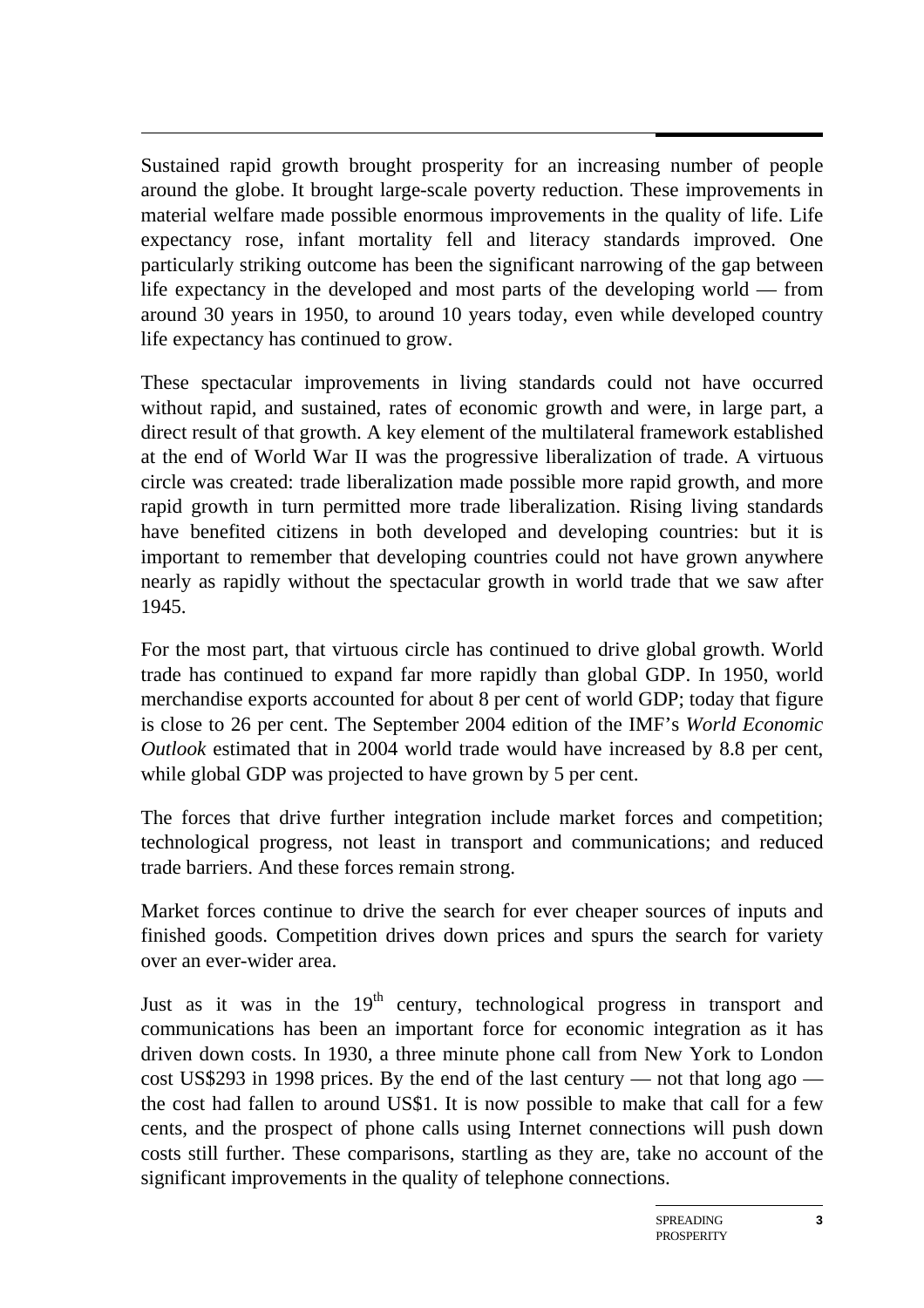Sustained rapid growth brought prosperity for an increasing number of people around the globe. It brought large-scale poverty reduction. These improvements in material welfare made possible enormous improvements in the quality of life. Life expectancy rose, infant mortality fell and literacy standards improved. One particularly striking outcome has been the significant narrowing of the gap between life expectancy in the developed and most parts of the developing world — from around 30 years in 1950, to around 10 years today, even while developed country life expectancy has continued to grow.

These spectacular improvements in living standards could not have occurred without rapid, and sustained, rates of economic growth and were, in large part, a direct result of that growth. A key element of the multilateral framework established at the end of World War II was the progressive liberalization of trade. A virtuous circle was created: trade liberalization made possible more rapid growth, and more rapid growth in turn permitted more trade liberalization. Rising living standards have benefited citizens in both developed and developing countries: but it is important to remember that developing countries could not have grown anywhere nearly as rapidly without the spectacular growth in world trade that we saw after 1945.

For the most part, that virtuous circle has continued to drive global growth. World trade has continued to expand far more rapidly than global GDP. In 1950, world merchandise exports accounted for about 8 per cent of world GDP; today that figure is close to 26 per cent. The September 2004 edition of the IMF's *World Economic Outlook* estimated that in 2004 world trade would have increased by 8.8 per cent, while global GDP was projected to have grown by 5 per cent.

The forces that drive further integration include market forces and competition; technological progress, not least in transport and communications; and reduced trade barriers. And these forces remain strong.

Market forces continue to drive the search for ever cheaper sources of inputs and finished goods. Competition drives down prices and spurs the search for variety over an ever-wider area.

Just as it was in the 19th century, technological progress in transport and communications has been an important force for economic integration as it has driven down costs. In 1930, a three minute phone call from New York to London cost US$293 in 1998 prices. By the end of the last century — not that long ago — the cost had fallen to around US$1. It is now possible to make that call for a few cents, and the prospect of phone calls using Internet connections will push down costs still further. These comparisons, startling as they are, take no account of the significant improvements in the quality of telephone connections.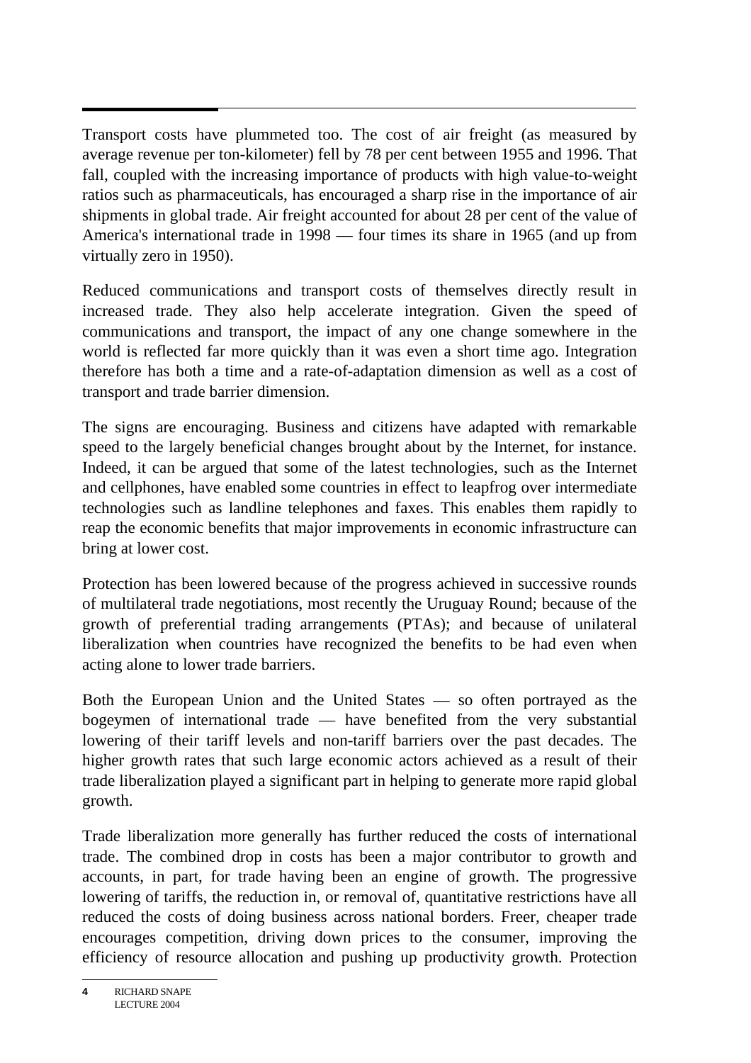Transport costs have plummeted too. The cost of air freight (as measured by average revenue per ton-kilometer) fell by 78 per cent between 1955 and 1996. That fall, coupled with the increasing importance of products with high value-to-weight ratios such as pharmaceuticals, has encouraged a sharp rise in the importance of air shipments in global trade. Air freight accounted for about 28 per cent of the value of America's international trade in 1998 — four times its share in 1965 (and up from virtually zero in 1950).

Reduced communications and transport costs of themselves directly result in increased trade. They also help accelerate integration. Given the speed of communications and transport, the impact of any one change somewhere in the world is reflected far more quickly than it was even a short time ago. Integration therefore has both a time and a rate-of-adaptation dimension as well as a cost of transport and trade barrier dimension.

The signs are encouraging. Business and citizens have adapted with remarkable speed to the largely beneficial changes brought about by the Internet, for instance. Indeed, it can be argued that some of the latest technologies, such as the Internet and cellphones, have enabled some countries in effect to leapfrog over intermediate technologies such as landline telephones and faxes. This enables them rapidly to reap the economic benefits that major improvements in economic infrastructure can bring at lower cost.

Protection has been lowered because of the progress achieved in successive rounds of multilateral trade negotiations, most recently the Uruguay Round; because of the growth of preferential trading arrangements (PTAs); and because of unilateral liberalization when countries have recognized the benefits to be had even when acting alone to lower trade barriers.

Both the European Union and the United States — so often portrayed as the bogeymen of international trade — have benefited from the very substantial lowering of their tariff levels and non-tariff barriers over the past decades. The higher growth rates that such large economic actors achieved as a result of their trade liberalization played a significant part in helping to generate more rapid global growth.

Trade liberalization more generally has further reduced the costs of international trade. The combined drop in costs has been a major contributor to growth and accounts, in part, for trade having been an engine of growth. The progressive lowering of tariffs, the reduction in, or removal of, quantitative restrictions have all reduced the costs of doing business across national borders. Freer, cheaper trade encourages competition, driving down prices to the consumer, improving the efficiency of resource allocation and pushing up productivity growth. Protection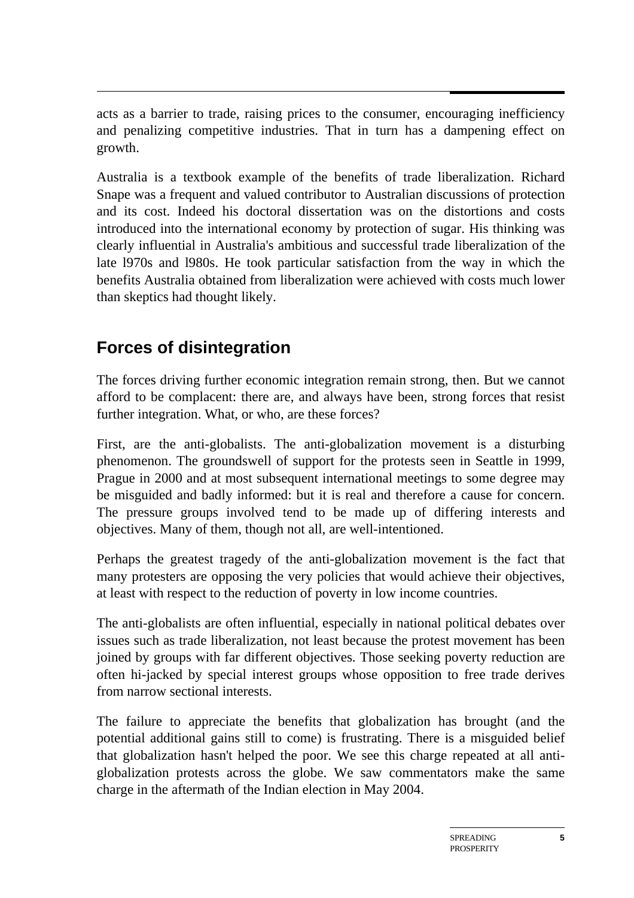acts as a barrier to trade, raising prices to the consumer, encouraging inefficiency and penalizing competitive industries. That in turn has a dampening effect on growth.

Australia is a textbook example of the benefits of trade liberalization. Richard Snape was a frequent and valued contributor to Australian discussions of protection and its cost. Indeed his doctoral dissertation was on the distortions and costs introduced into the international economy by protection of sugar. His thinking was clearly influential in Australia's ambitious and successful trade liberalization of the late l970s and l980s. He took particular satisfaction from the way in which the benefits Australia obtained from liberalization were achieved with costs much lower than skeptics had thought likely.

## Forces of disintegration

The forces driving further economic integration remain strong, then. But we cannot afford to be complacent: there are, and always have been, strong forces that resist further integration. What, or who, are these forces?

First, are the anti-globalists. The anti-globalization movement is a disturbing phenomenon. The groundswell of support for the protests seen in Seattle in 1999, Prague in 2000 and at most subsequent international meetings to some degree may be misguided and badly informed: but it is real and therefore a cause for concern. The pressure groups involved tend to be made up of differing interests and objectives. Many of them, though not all, are well-intentioned.

Perhaps the greatest tragedy of the anti-globalization movement is the fact that many protesters are opposing the very policies that would achieve their objectives, at least with respect to the reduction of poverty in low income countries.

The anti-globalists are often influential, especially in national political debates over issues such as trade liberalization, not least because the protest movement has been joined by groups with far different objectives. Those seeking poverty reduction are often hi-jacked by special interest groups whose opposition to free trade derives from narrow sectional interests.

The failure to appreciate the benefits that globalization has brought (and the potential additional gains still to come) is frustrating. There is a misguided belief that globalization hasn't helped the poor. We see this charge repeated at all anti-globalization protests across the globe. We saw commentators make the same charge in the aftermath of the Indian election in May 2004.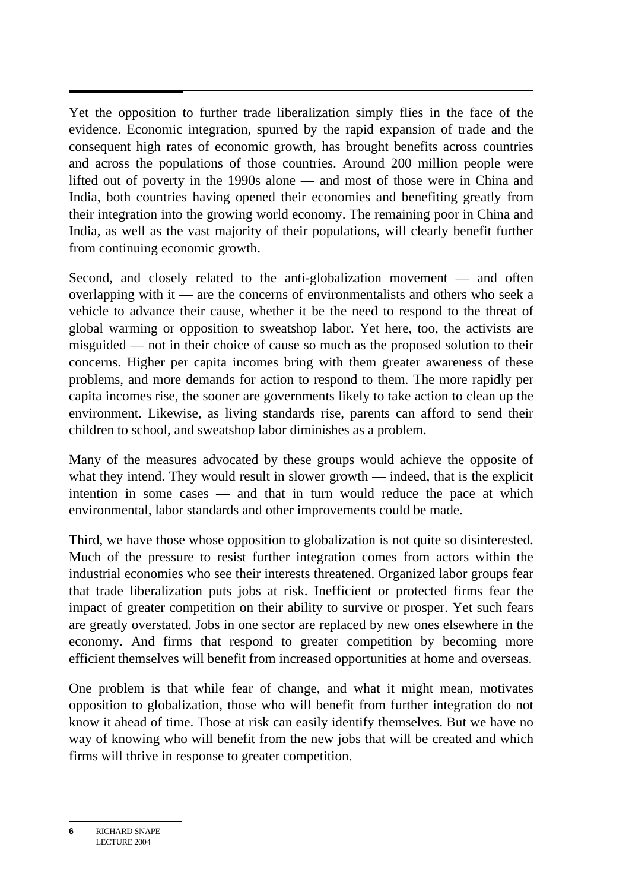Yet the opposition to further trade liberalization simply flies in the face of the evidence. Economic integration, spurred by the rapid expansion of trade and the consequent high rates of economic growth, has brought benefits across countries and across the populations of those countries. Around 200 million people were lifted out of poverty in the 1990s alone — and most of those were in China and India, both countries having opened their economies and benefiting greatly from their integration into the growing world economy. The remaining poor in China and India, as well as the vast majority of their populations, will clearly benefit further from continuing economic growth.

Second, and closely related to the anti-globalization movement — and often overlapping with it — are the concerns of environmentalists and others who seek a vehicle to advance their cause, whether it be the need to respond to the threat of global warming or opposition to sweatshop labor. Yet here, too, the activists are misguided — not in their choice of cause so much as the proposed solution to their concerns. Higher per capita incomes bring with them greater awareness of these problems, and more demands for action to respond to them. The more rapidly per capita incomes rise, the sooner are governments likely to take action to clean up the environment. Likewise, as living standards rise, parents can afford to send their children to school, and sweatshop labor diminishes as a problem.

Many of the measures advocated by these groups would achieve the opposite of what they intend. They would result in slower growth — indeed, that is the explicit intention in some cases — and that in turn would reduce the pace at which environmental, labor standards and other improvements could be made.

Third, we have those whose opposition to globalization is not quite so disinterested. Much of the pressure to resist further integration comes from actors within the industrial economies who see their interests threatened. Organized labor groups fear that trade liberalization puts jobs at risk. Inefficient or protected firms fear the impact of greater competition on their ability to survive or prosper. Yet such fears are greatly overstated. Jobs in one sector are replaced by new ones elsewhere in the economy. And firms that respond to greater competition by becoming more efficient themselves will benefit from increased opportunities at home and overseas.

One problem is that while fear of change, and what it might mean, motivates opposition to globalization, those who will benefit from further integration do not know it ahead of time. Those at risk can easily identify themselves. But we have no way of knowing who will benefit from the new jobs that will be created and which firms will thrive in response to greater competition.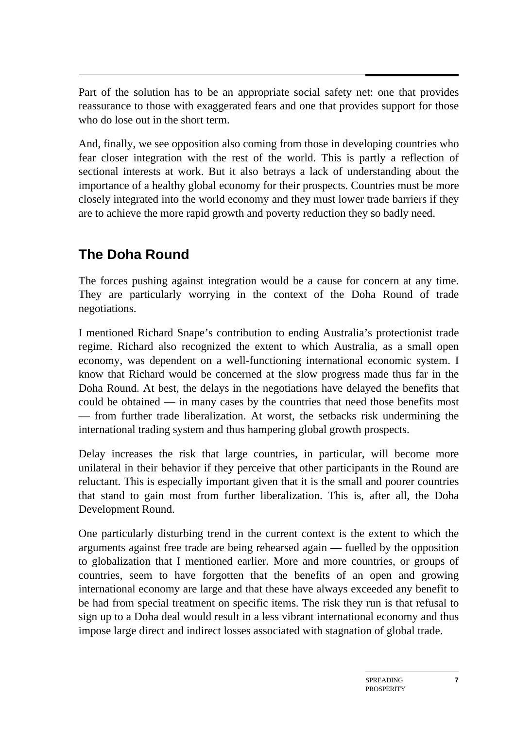Part of the solution has to be an appropriate social safety net: one that provides reassurance to those with exaggerated fears and one that provides support for those who do lose out in the short term.

And, finally, we see opposition also coming from those in developing countries who fear closer integration with the rest of the world. This is partly a reflection of sectional interests at work. But it also betrays a lack of understanding about the importance of a healthy global economy for their prospects. Countries must be more closely integrated into the world economy and they must lower trade barriers if they are to achieve the more rapid growth and poverty reduction they so badly need.

## The Doha Round

The forces pushing against integration would be a cause for concern at any time. They are particularly worrying in the context of the Doha Round of trade negotiations.

I mentioned Richard Snape's contribution to ending Australia's protectionist trade regime. Richard also recognized the extent to which Australia, as a small open economy, was dependent on a well-functioning international economic system. I know that Richard would be concerned at the slow progress made thus far in the Doha Round. At best, the delays in the negotiations have delayed the benefits that could be obtained — in many cases by the countries that need those benefits most — from further trade liberalization. At worst, the setbacks risk undermining the international trading system and thus hampering global growth prospects.

Delay increases the risk that large countries, in particular, will become more unilateral in their behavior if they perceive that other participants in the Round are reluctant. This is especially important given that it is the small and poorer countries that stand to gain most from further liberalization. This is, after all, the Doha Development Round.

One particularly disturbing trend in the current context is the extent to which the arguments against free trade are being rehearsed again — fuelled by the opposition to globalization that I mentioned earlier. More and more countries, or groups of countries, seem to have forgotten that the benefits of an open and growing international economy are large and that these have always exceeded any benefit to be had from special treatment on specific items. The risk they run is that refusal to sign up to a Doha deal would result in a less vibrant international economy and thus impose large direct and indirect losses associated with stagnation of global trade.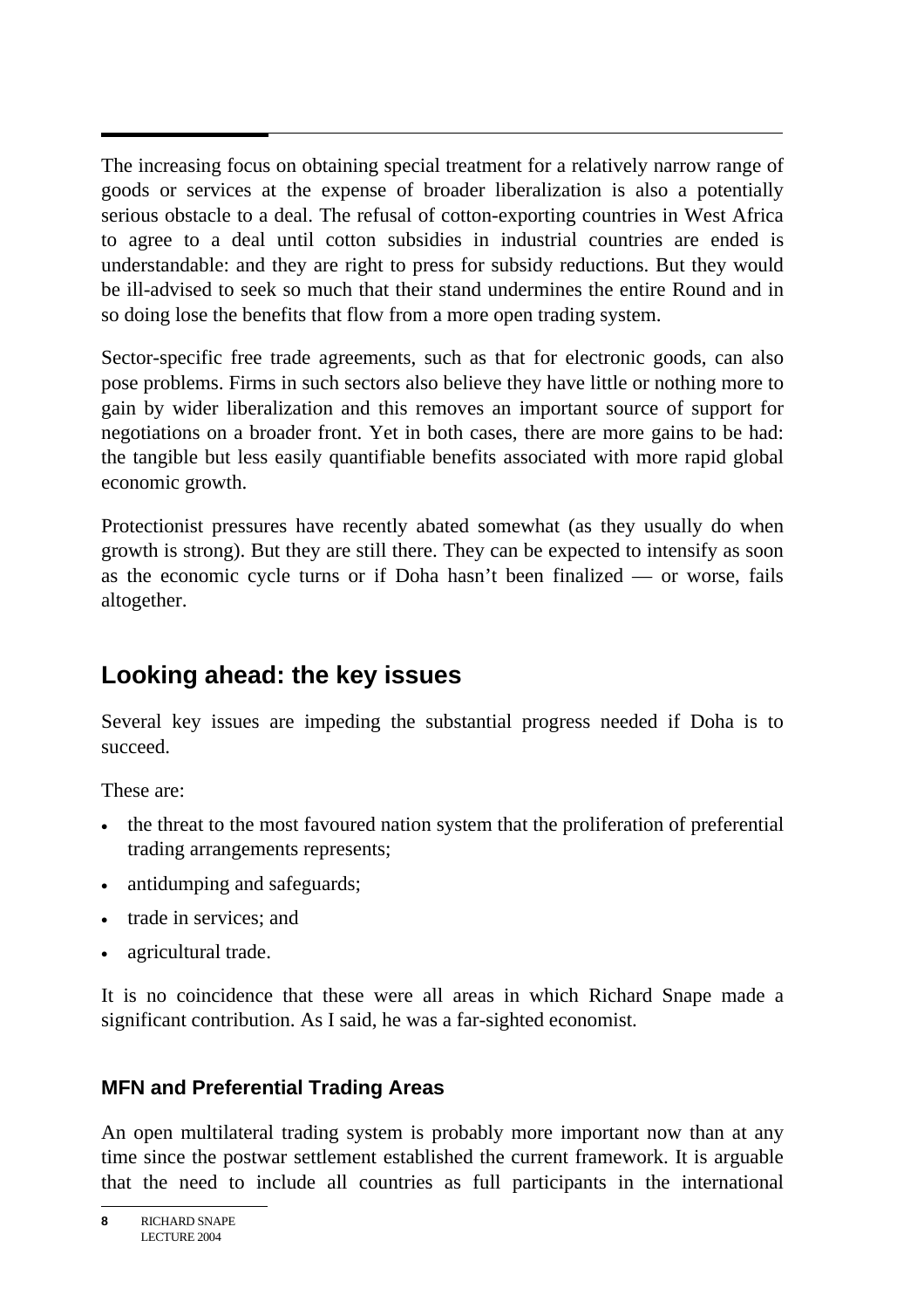The increasing focus on obtaining special treatment for a relatively narrow range of goods or services at the expense of broader liberalization is also a potentially serious obstacle to a deal. The refusal of cotton-exporting countries in West Africa to agree to a deal until cotton subsidies in industrial countries are ended is understandable: and they are right to press for subsidy reductions. But they would be ill-advised to seek so much that their stand undermines the entire Round and in so doing lose the benefits that flow from a more open trading system.

Sector-specific free trade agreements, such as that for electronic goods, can also pose problems. Firms in such sectors also believe they have little or nothing more to gain by wider liberalization and this removes an important source of support for negotiations on a broader front. Yet in both cases, there are more gains to be had: the tangible but less easily quantifiable benefits associated with more rapid global economic growth.

Protectionist pressures have recently abated somewhat (as they usually do when growth is strong). But they are still there. They can be expected to intensify as soon as the economic cycle turns or if Doha hasn't been finalized — or worse, fails altogether.

## Looking ahead: the key issues

Several key issues are impeding the substantial progress needed if Doha is to succeed.

These are:

- the threat to the most favoured nation system that the proliferation of preferential trading arrangements represents;
- antidumping and safeguards;
- trade in services; and
- agricultural trade.

It is no coincidence that these were all areas in which Richard Snape made a significant contribution. As I said, he was a far-sighted economist.

### MFN and Preferential Trading Areas

An open multilateral trading system is probably more important now than at any time since the postwar settlement established the current framework. It is arguable that the need to include all countries as full participants in the international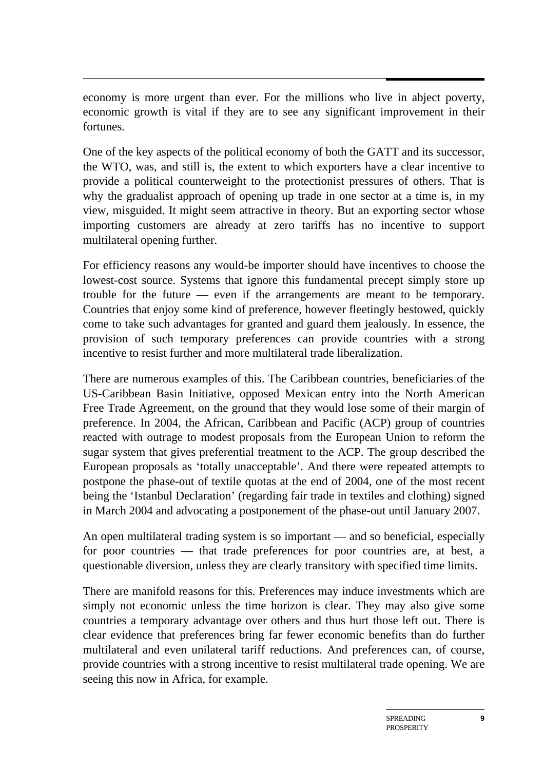economy is more urgent than ever. For the millions who live in abject poverty, economic growth is vital if they are to see any significant improvement in their fortunes.

One of the key aspects of the political economy of both the GATT and its successor, the WTO, was, and still is, the extent to which exporters have a clear incentive to provide a political counterweight to the protectionist pressures of others. That is why the gradualist approach of opening up trade in one sector at a time is, in my view, misguided. It might seem attractive in theory. But an exporting sector whose importing customers are already at zero tariffs has no incentive to support multilateral opening further.

For efficiency reasons any would-be importer should have incentives to choose the lowest-cost source. Systems that ignore this fundamental precept simply store up trouble for the future — even if the arrangements are meant to be temporary. Countries that enjoy some kind of preference, however fleetingly bestowed, quickly come to take such advantages for granted and guard them jealously. In essence, the provision of such temporary preferences can provide countries with a strong incentive to resist further and more multilateral trade liberalization.

There are numerous examples of this. The Caribbean countries, beneficiaries of the US-Caribbean Basin Initiative, opposed Mexican entry into the North American Free Trade Agreement, on the ground that they would lose some of their margin of preference. In 2004, the African, Caribbean and Pacific (ACP) group of countries reacted with outrage to modest proposals from the European Union to reform the sugar system that gives preferential treatment to the ACP. The group described the European proposals as 'totally unacceptable'. And there were repeated attempts to postpone the phase-out of textile quotas at the end of 2004, one of the most recent being the 'Istanbul Declaration' (regarding fair trade in textiles and clothing) signed in March 2004 and advocating a postponement of the phase-out until January 2007.

An open multilateral trading system is so important — and so beneficial, especially for poor countries — that trade preferences for poor countries are, at best, a questionable diversion, unless they are clearly transitory with specified time limits.

There are manifold reasons for this. Preferences may induce investments which are simply not economic unless the time horizon is clear. They may also give some countries a temporary advantage over others and thus hurt those left out. There is clear evidence that preferences bring far fewer economic benefits than do further multilateral and even unilateral tariff reductions. And preferences can, of course, provide countries with a strong incentive to resist multilateral trade opening. We are seeing this now in Africa, for example.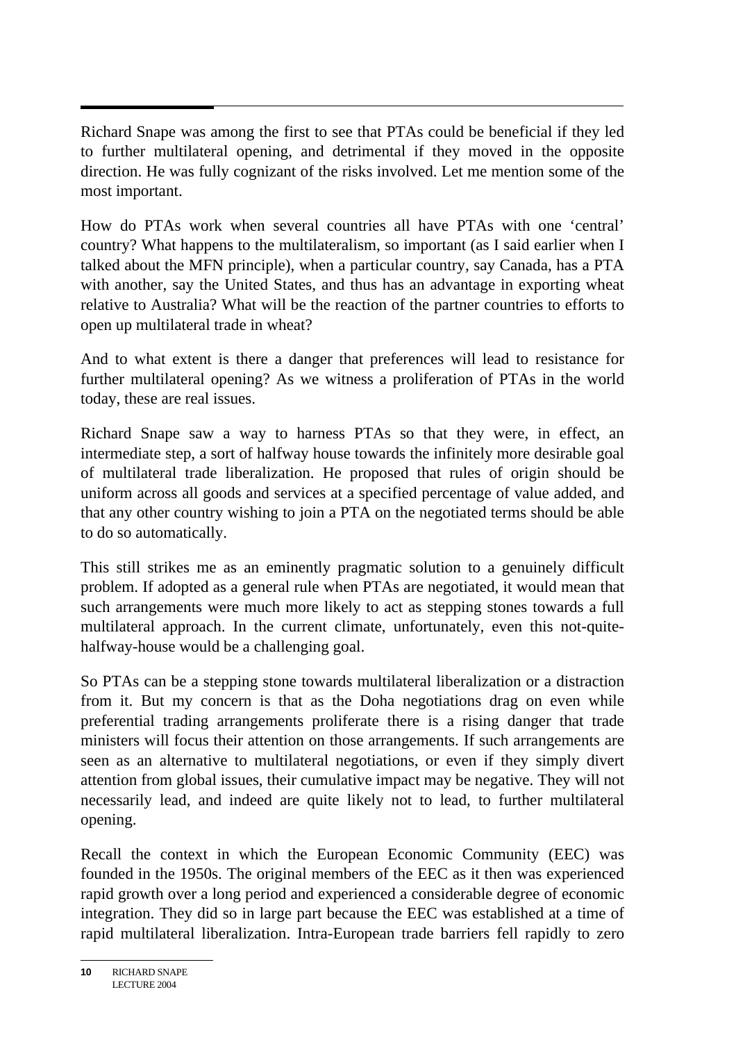Richard Snape was among the first to see that PTAs could be beneficial if they led to further multilateral opening, and detrimental if they moved in the opposite direction. He was fully cognizant of the risks involved. Let me mention some of the most important.

How do PTAs work when several countries all have PTAs with one 'central' country? What happens to the multilateralism, so important (as I said earlier when I talked about the MFN principle), when a particular country, say Canada, has a PTA with another, say the United States, and thus has an advantage in exporting wheat relative to Australia? What will be the reaction of the partner countries to efforts to open up multilateral trade in wheat?

And to what extent is there a danger that preferences will lead to resistance for further multilateral opening? As we witness a proliferation of PTAs in the world today, these are real issues.

Richard Snape saw a way to harness PTAs so that they were, in effect, an intermediate step, a sort of halfway house towards the infinitely more desirable goal of multilateral trade liberalization. He proposed that rules of origin should be uniform across all goods and services at a specified percentage of value added, and that any other country wishing to join a PTA on the negotiated terms should be able to do so automatically.

This still strikes me as an eminently pragmatic solution to a genuinely difficult problem. If adopted as a general rule when PTAs are negotiated, it would mean that such arrangements were much more likely to act as stepping stones towards a full multilateral approach. In the current climate, unfortunately, even this not-quite-halfway-house would be a challenging goal.

So PTAs can be a stepping stone towards multilateral liberalization or a distraction from it. But my concern is that as the Doha negotiations drag on even while preferential trading arrangements proliferate there is a rising danger that trade ministers will focus their attention on those arrangements. If such arrangements are seen as an alternative to multilateral negotiations, or even if they simply divert attention from global issues, their cumulative impact may be negative. They will not necessarily lead, and indeed are quite likely not to lead, to further multilateral opening.

Recall the context in which the European Economic Community (EEC) was founded in the 1950s. The original members of the EEC as it then was experienced rapid growth over a long period and experienced a considerable degree of economic integration. They did so in large part because the EEC was established at a time of rapid multilateral liberalization. Intra-European trade barriers fell rapidly to zero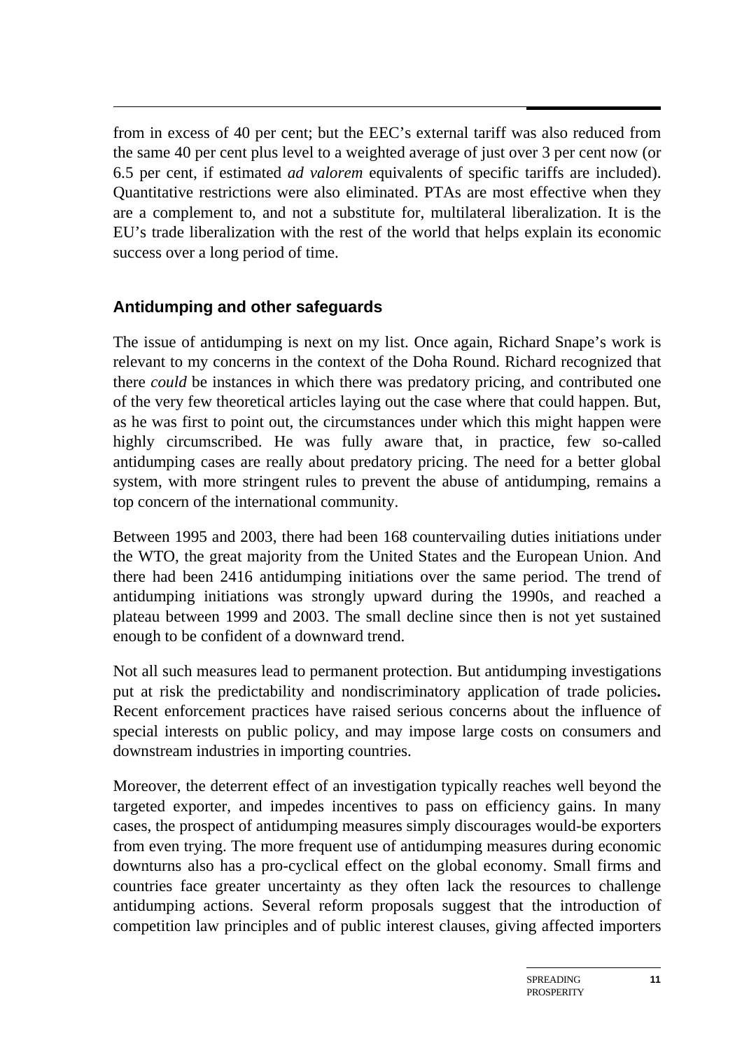from in excess of 40 per cent; but the EEC's external tariff was also reduced from the same 40 per cent plus level to a weighted average of just over 3 per cent now (or 6.5 per cent, if estimated *ad valorem* equivalents of specific tariffs are included). Quantitative restrictions were also eliminated. PTAs are most effective when they are a complement to, and not a substitute for, multilateral liberalization. It is the EU's trade liberalization with the rest of the world that helps explain its economic success over a long period of time.

## Antidumping and other safeguards

The issue of antidumping is next on my list. Once again, Richard Snape's work is relevant to my concerns in the context of the Doha Round. Richard recognized that there *could* be instances in which there was predatory pricing, and contributed one of the very few theoretical articles laying out the case where that could happen. But, as he was first to point out, the circumstances under which this might happen were highly circumscribed. He was fully aware that, in practice, few so-called antidumping cases are really about predatory pricing. The need for a better global system, with more stringent rules to prevent the abuse of antidumping, remains a top concern of the international community.

Between 1995 and 2003, there had been 168 countervailing duties initiations under the WTO, the great majority from the United States and the European Union. And there had been 2416 antidumping initiations over the same period. The trend of antidumping initiations was strongly upward during the 1990s, and reached a plateau between 1999 and 2003. The small decline since then is not yet sustained enough to be confident of a downward trend.

Not all such measures lead to permanent protection. But antidumping investigations put at risk the predictability and nondiscriminatory application of trade policies**.** Recent enforcement practices have raised serious concerns about the influence of special interests on public policy, and may impose large costs on consumers and downstream industries in importing countries.

Moreover, the deterrent effect of an investigation typically reaches well beyond the targeted exporter, and impedes incentives to pass on efficiency gains. In many cases, the prospect of antidumping measures simply discourages would-be exporters from even trying. The more frequent use of antidumping measures during economic downturns also has a pro-cyclical effect on the global economy. Small firms and countries face greater uncertainty as they often lack the resources to challenge antidumping actions. Several reform proposals suggest that the introduction of competition law principles and of public interest clauses, giving affected importers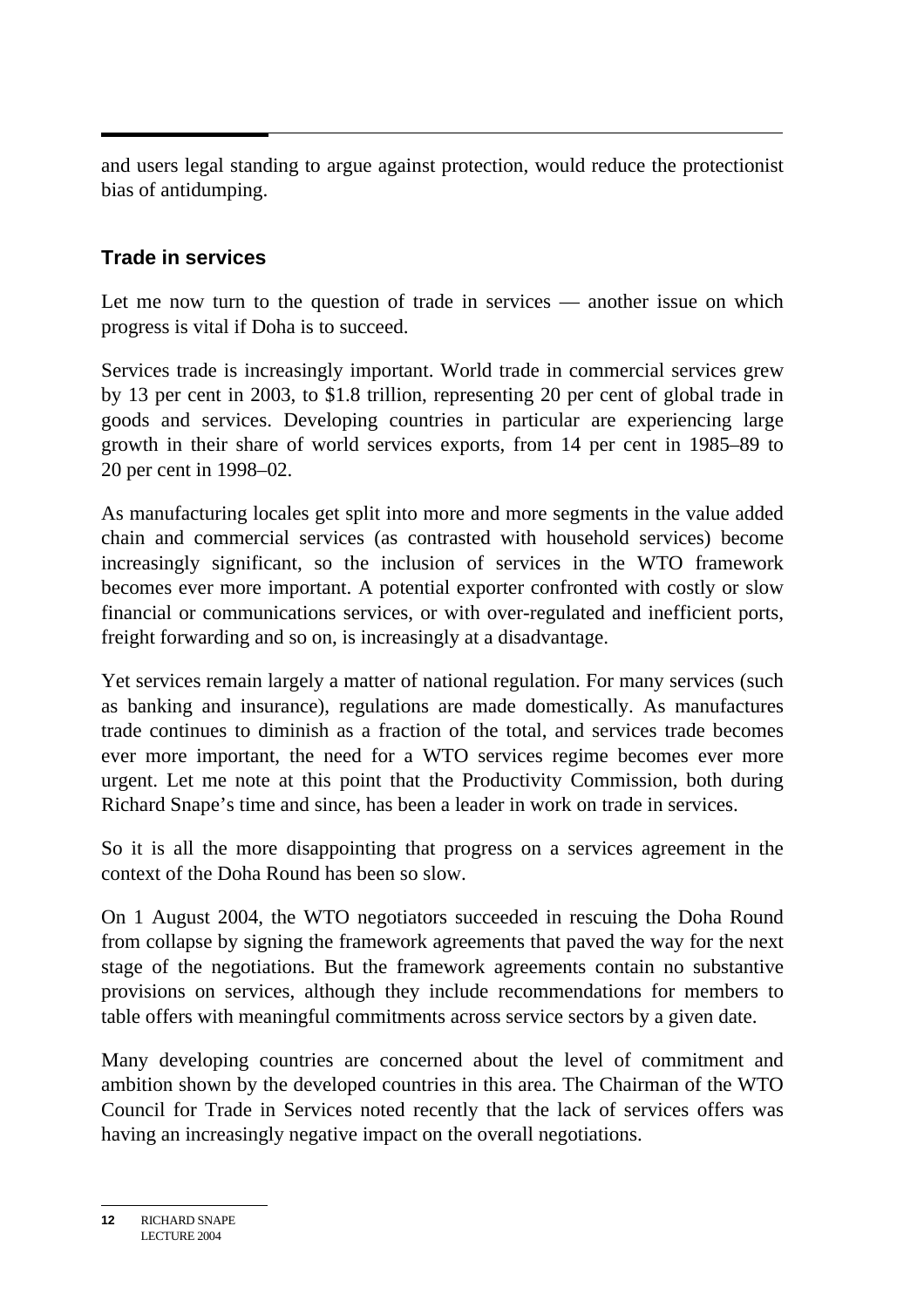and users legal standing to argue against protection, would reduce the protectionist bias of antidumping.

### Trade in services

Let me now turn to the question of trade in services — another issue on which progress is vital if Doha is to succeed.

Services trade is increasingly important. World trade in commercial services grew by 13 per cent in 2003, to $1.8 trillion, representing 20 per cent of global trade in goods and services. Developing countries in particular are experiencing large growth in their share of world services exports, from 14 per cent in 1985–89 to 20 per cent in 1998–02.

As manufacturing locales get split into more and more segments in the value added chain and commercial services (as contrasted with household services) become increasingly significant, so the inclusion of services in the WTO framework becomes ever more important. A potential exporter confronted with costly or slow financial or communications services, or with over-regulated and inefficient ports, freight forwarding and so on, is increasingly at a disadvantage.

Yet services remain largely a matter of national regulation. For many services (such as banking and insurance), regulations are made domestically. As manufactures trade continues to diminish as a fraction of the total, and services trade becomes ever more important, the need for a WTO services regime becomes ever more urgent. Let me note at this point that the Productivity Commission, both during Richard Snape's time and since, has been a leader in work on trade in services.

So it is all the more disappointing that progress on a services agreement in the context of the Doha Round has been so slow.

On 1 August 2004, the WTO negotiators succeeded in rescuing the Doha Round from collapse by signing the framework agreements that paved the way for the next stage of the negotiations. But the framework agreements contain no substantive provisions on services, although they include recommendations for members to table offers with meaningful commitments across service sectors by a given date.

Many developing countries are concerned about the level of commitment and ambition shown by the developed countries in this area. The Chairman of the WTO Council for Trade in Services noted recently that the lack of services offers was having an increasingly negative impact on the overall negotiations.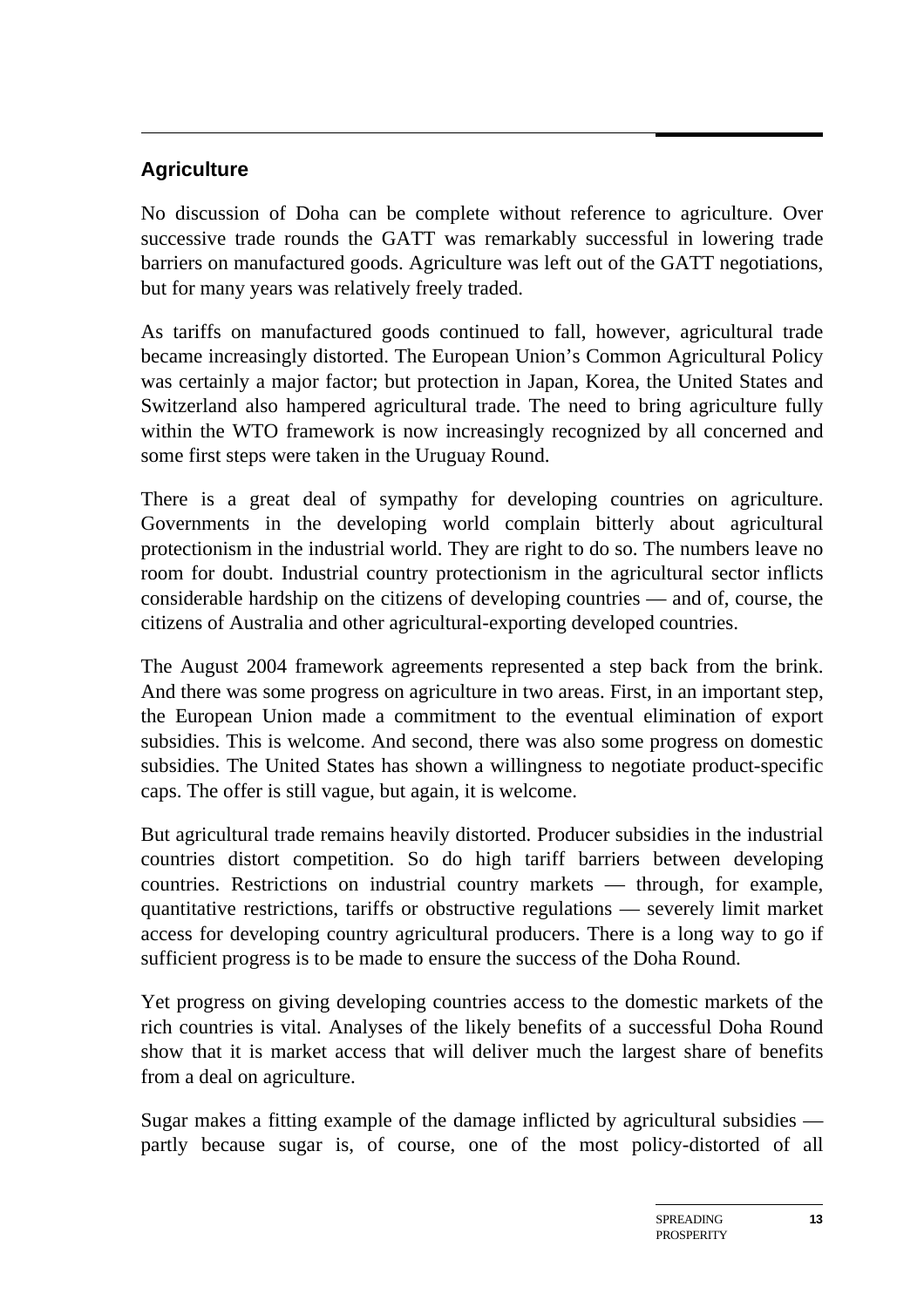## Agriculture

No discussion of Doha can be complete without reference to agriculture. Over successive trade rounds the GATT was remarkably successful in lowering trade barriers on manufactured goods. Agriculture was left out of the GATT negotiations, but for many years was relatively freely traded.

As tariffs on manufactured goods continued to fall, however, agricultural trade became increasingly distorted. The European Union's Common Agricultural Policy was certainly a major factor; but protection in Japan, Korea, the United States and Switzerland also hampered agricultural trade. The need to bring agriculture fully within the WTO framework is now increasingly recognized by all concerned and some first steps were taken in the Uruguay Round.

There is a great deal of sympathy for developing countries on agriculture. Governments in the developing world complain bitterly about agricultural protectionism in the industrial world. They are right to do so. The numbers leave no room for doubt. Industrial country protectionism in the agricultural sector inflicts considerable hardship on the citizens of developing countries — and of, course, the citizens of Australia and other agricultural-exporting developed countries.

The August 2004 framework agreements represented a step back from the brink. And there was some progress on agriculture in two areas. First, in an important step, the European Union made a commitment to the eventual elimination of export subsidies. This is welcome. And second, there was also some progress on domestic subsidies. The United States has shown a willingness to negotiate product-specific caps. The offer is still vague, but again, it is welcome.

But agricultural trade remains heavily distorted. Producer subsidies in the industrial countries distort competition. So do high tariff barriers between developing countries. Restrictions on industrial country markets — through, for example, quantitative restrictions, tariffs or obstructive regulations — severely limit market access for developing country agricultural producers. There is a long way to go if sufficient progress is to be made to ensure the success of the Doha Round.

Yet progress on giving developing countries access to the domestic markets of the rich countries is vital. Analyses of the likely benefits of a successful Doha Round show that it is market access that will deliver much the largest share of benefits from a deal on agriculture.

Sugar makes a fitting example of the damage inflicted by agricultural subsidies — partly because sugar is, of course, one of the most policy-distorted of all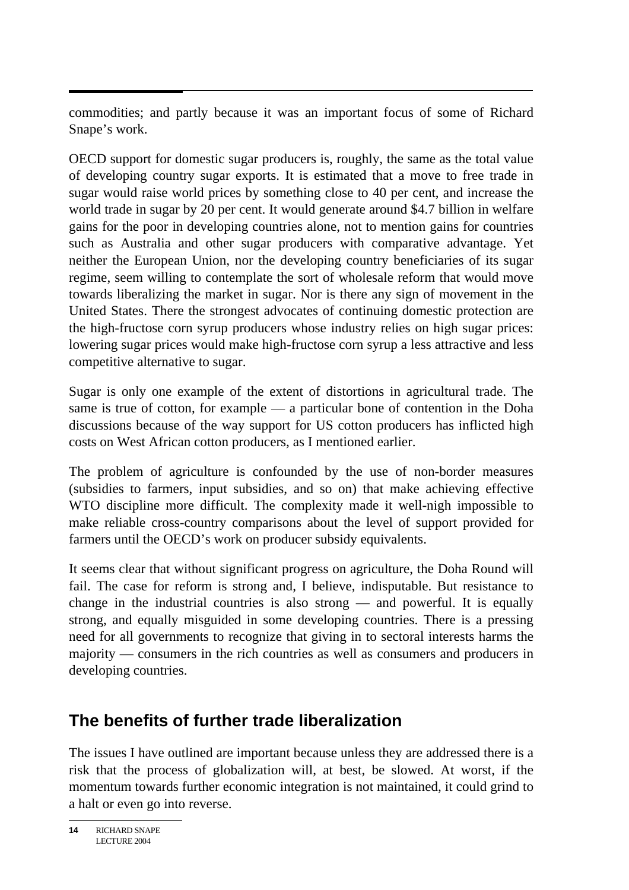commodities; and partly because it was an important focus of some of Richard Snape's work.

OECD support for domestic sugar producers is, roughly, the same as the total value of developing country sugar exports. It is estimated that a move to free trade in sugar would raise world prices by something close to 40 per cent, and increase the world trade in sugar by 20 per cent. It would generate around $4.7 billion in welfare gains for the poor in developing countries alone, not to mention gains for countries such as Australia and other sugar producers with comparative advantage. Yet neither the European Union, nor the developing country beneficiaries of its sugar regime, seem willing to contemplate the sort of wholesale reform that would move towards liberalizing the market in sugar. Nor is there any sign of movement in the United States. There the strongest advocates of continuing domestic protection are the high-fructose corn syrup producers whose industry relies on high sugar prices: lowering sugar prices would make high-fructose corn syrup a less attractive and less competitive alternative to sugar.

Sugar is only one example of the extent of distortions in agricultural trade. The same is true of cotton, for example — a particular bone of contention in the Doha discussions because of the way support for US cotton producers has inflicted high costs on West African cotton producers, as I mentioned earlier.

The problem of agriculture is confounded by the use of non-border measures (subsidies to farmers, input subsidies, and so on) that make achieving effective WTO discipline more difficult. The complexity made it well-nigh impossible to make reliable cross-country comparisons about the level of support provided for farmers until the OECD's work on producer subsidy equivalents.

It seems clear that without significant progress on agriculture, the Doha Round will fail. The case for reform is strong and, I believe, indisputable. But resistance to change in the industrial countries is also strong — and powerful. It is equally strong, and equally misguided in some developing countries. There is a pressing need for all governments to recognize that giving in to sectoral interests harms the majority — consumers in the rich countries as well as consumers and producers in developing countries.

## The benefits of further trade liberalization

The issues I have outlined are important because unless they are addressed there is a risk that the process of globalization will, at best, be slowed. At worst, if the momentum towards further economic integration is not maintained, it could grind to a halt or even go into reverse.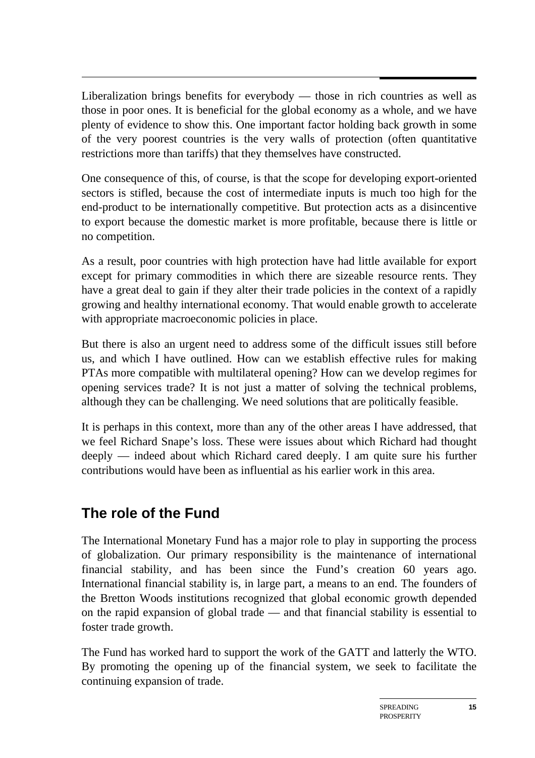Liberalization brings benefits for everybody — those in rich countries as well as those in poor ones. It is beneficial for the global economy as a whole, and we have plenty of evidence to show this. One important factor holding back growth in some of the very poorest countries is the very walls of protection (often quantitative restrictions more than tariffs) that they themselves have constructed.

One consequence of this, of course, is that the scope for developing export-oriented sectors is stifled, because the cost of intermediate inputs is much too high for the end-product to be internationally competitive. But protection acts as a disincentive to export because the domestic market is more profitable, because there is little or no competition.

As a result, poor countries with high protection have had little available for export except for primary commodities in which there are sizeable resource rents. They have a great deal to gain if they alter their trade policies in the context of a rapidly growing and healthy international economy. That would enable growth to accelerate with appropriate macroeconomic policies in place.

But there is also an urgent need to address some of the difficult issues still before us, and which I have outlined. How can we establish effective rules for making PTAs more compatible with multilateral opening? How can we develop regimes for opening services trade? It is not just a matter of solving the technical problems, although they can be challenging. We need solutions that are politically feasible.

It is perhaps in this context, more than any of the other areas I have addressed, that we feel Richard Snape's loss. These were issues about which Richard had thought deeply — indeed about which Richard cared deeply. I am quite sure his further contributions would have been as influential as his earlier work in this area.

## The role of the Fund

The International Monetary Fund has a major role to play in supporting the process of globalization. Our primary responsibility is the maintenance of international financial stability, and has been since the Fund's creation 60 years ago. International financial stability is, in large part, a means to an end. The founders of the Bretton Woods institutions recognized that global economic growth depended on the rapid expansion of global trade — and that financial stability is essential to foster trade growth.

The Fund has worked hard to support the work of the GATT and latterly the WTO. By promoting the opening up of the financial system, we seek to facilitate the continuing expansion of trade.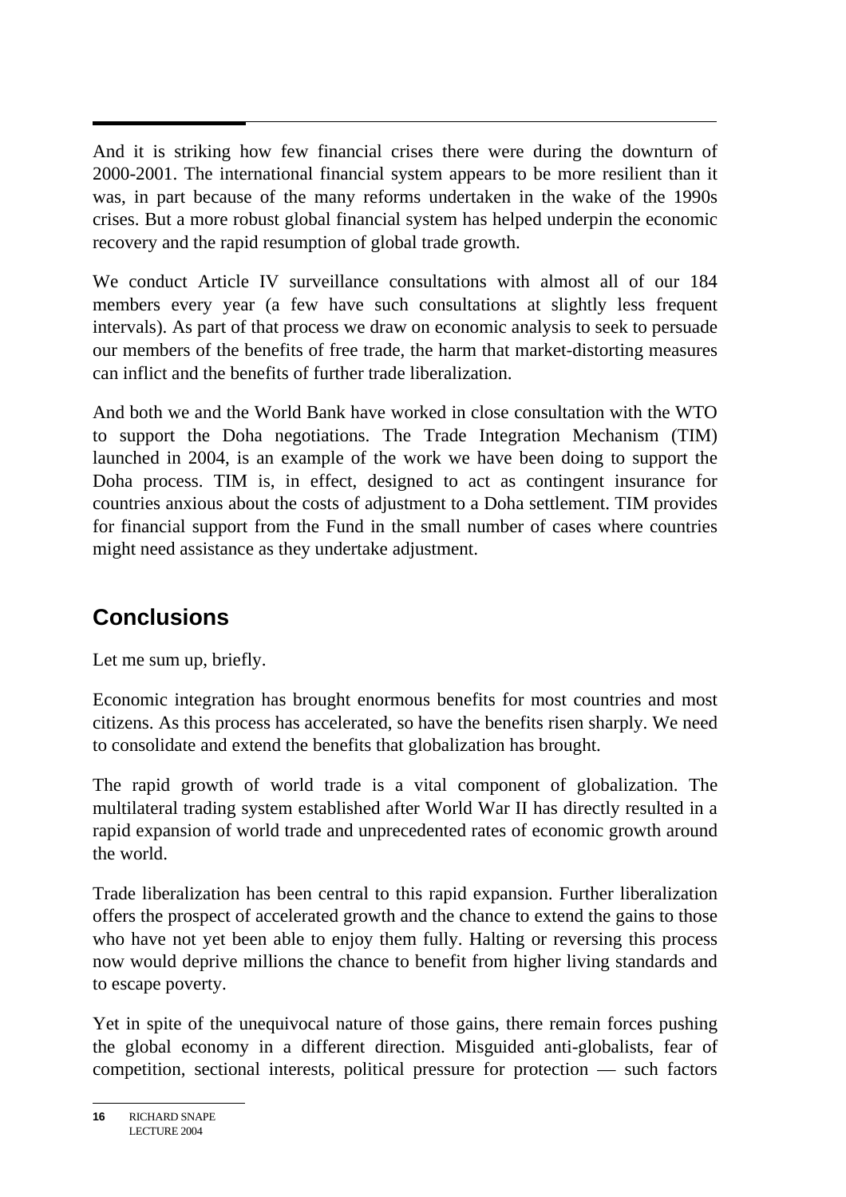And it is striking how few financial crises there were during the downturn of 2000-2001. The international financial system appears to be more resilient than it was, in part because of the many reforms undertaken in the wake of the 1990s crises. But a more robust global financial system has helped underpin the economic recovery and the rapid resumption of global trade growth.

We conduct Article IV surveillance consultations with almost all of our 184 members every year (a few have such consultations at slightly less frequent intervals). As part of that process we draw on economic analysis to seek to persuade our members of the benefits of free trade, the harm that market-distorting measures can inflict and the benefits of further trade liberalization.

And both we and the World Bank have worked in close consultation with the WTO to support the Doha negotiations. The Trade Integration Mechanism (TIM) launched in 2004, is an example of the work we have been doing to support the Doha process. TIM is, in effect, designed to act as contingent insurance for countries anxious about the costs of adjustment to a Doha settlement. TIM provides for financial support from the Fund in the small number of cases where countries might need assistance as they undertake adjustment.

## Conclusions

Let me sum up, briefly.

Economic integration has brought enormous benefits for most countries and most citizens. As this process has accelerated, so have the benefits risen sharply. We need to consolidate and extend the benefits that globalization has brought.

The rapid growth of world trade is a vital component of globalization. The multilateral trading system established after World War II has directly resulted in a rapid expansion of world trade and unprecedented rates of economic growth around the world.

Trade liberalization has been central to this rapid expansion. Further liberalization offers the prospect of accelerated growth and the chance to extend the gains to those who have not yet been able to enjoy them fully. Halting or reversing this process now would deprive millions the chance to benefit from higher living standards and to escape poverty.

Yet in spite of the unequivocal nature of those gains, there remain forces pushing the global economy in a different direction. Misguided anti-globalists, fear of competition, sectional interests, political pressure for protection — such factors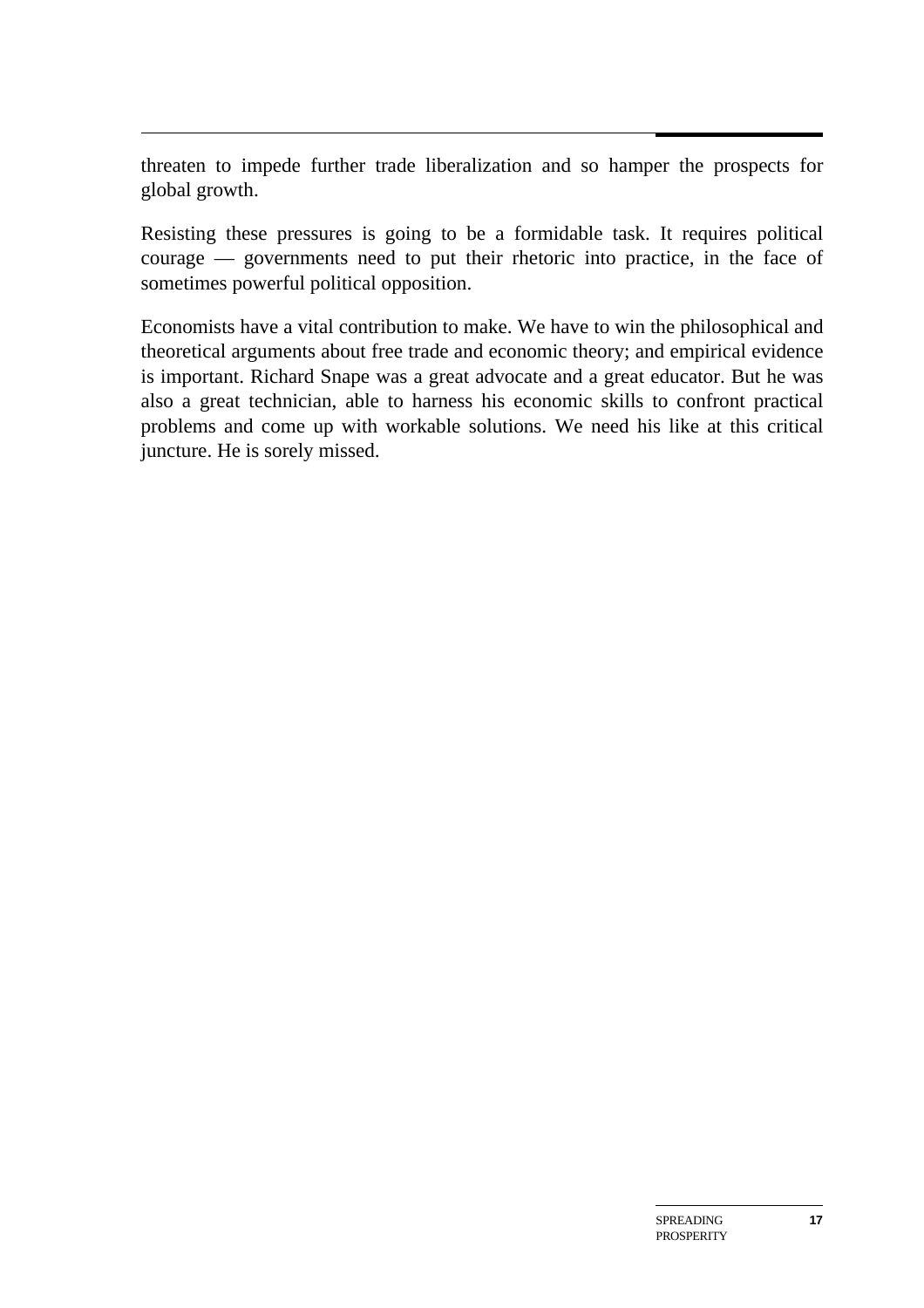threaten to impede further trade liberalization and so hamper the prospects for global growth.

Resisting these pressures is going to be a formidable task. It requires political courage — governments need to put their rhetoric into practice, in the face of sometimes powerful political opposition.

Economists have a vital contribution to make. We have to win the philosophical and theoretical arguments about free trade and economic theory; and empirical evidence is important. Richard Snape was a great advocate and a great educator. But he was also a great technician, able to harness his economic skills to confront practical problems and come up with workable solutions. We need his like at this critical juncture. He is sorely missed.